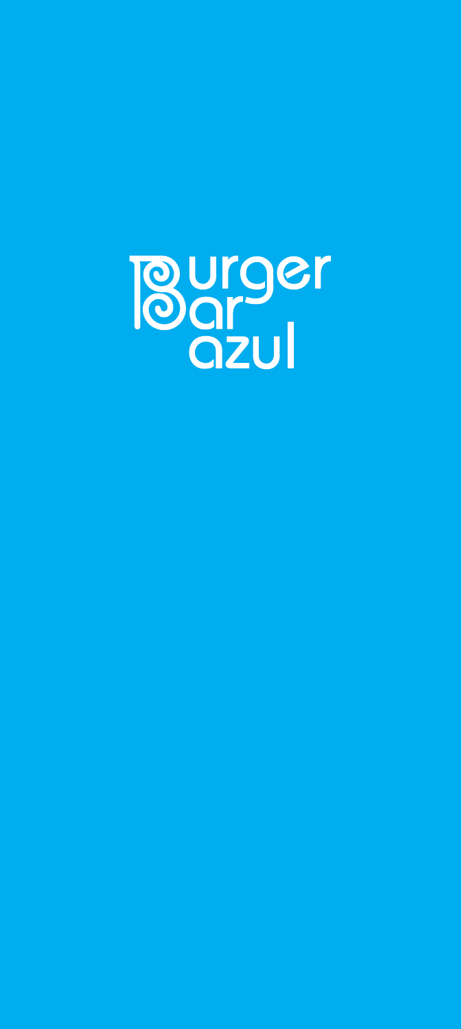# Burger Bar azul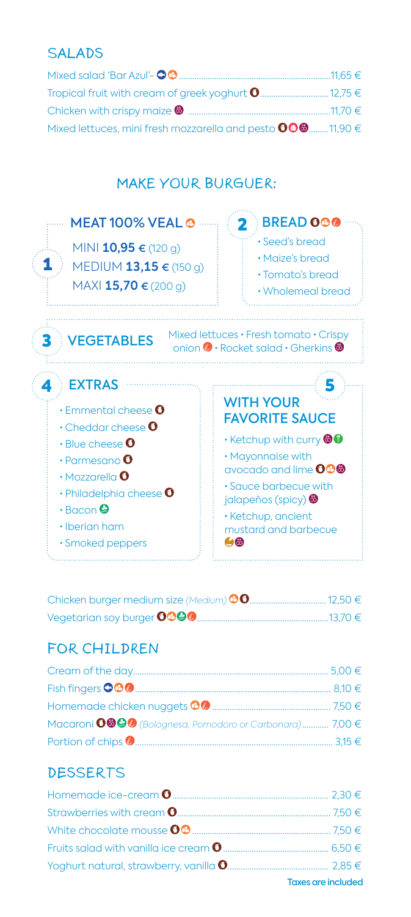## SALADS

| | |
|---|---|
| Mixed salad 'Bar Azul'- | 11,65 € |
| Tropical fruit with cream of greek yoghurt | 12,75 € |
| Chicken with crispy maize | 11,70 € |
| Mixed lettuces, mini fresh mozzarella and pesto | 11,90 € |

## MAKE YOUR BURGUER:

### 1 MEAT 100% VEAL

MINI **10,95 €** (120 g)
MEDIUM **13,15 €** (150 g)
MAXI **15,70 €** (200 g)

### 2 BREAD

- Seed's bread
- Maize's bread
- Tomato's bread
- Wholemeal bread

### 3 VEGETABLES

Mixed lettuces • Fresh tomato • Crispy onion • Rocket salad • Gherkins

### 4 EXTRAS

- Emmental cheese
- Cheddar cheese
- Blue cheese
- Parmesano
- Mozzarella
- Philadelphia cheese
- Bacon
- Iberian ham
- Smoked peppers

### 5 WITH YOUR FAVORITE SAUCE

- Ketchup with curry
- Mayonnaise with avocado and lime
- Sauce barbecue with jalapeños (spicy)
- Ketchup, ancient mustard and barbecue

| | |
|---|---|
| Chicken burger medium size *(Medium)* | 12,50 € |
| Vegetarian soy burger | 13,70 € |

## FOR CHILDREN

| | |
|---|---|
| Cream of the day | 5,00 € |
| Fish fingers | 8,10 € |
| Homemade chicken nuggets | 7,50 € |
| Macaroni *(Bolognesa, Pomodoro or Carbonara)* | 7,00 € |
| Portion of chips | 3,15 € |

## DESSERTS

| | |
|---|---|
| Homemade ice-cream | 2,30 € |
| Strawberries with cream | 7,50 € |
| White chocolate mousse | 7,50 € |
| Fruits salad with vanilla ice cream | 6,50 € |
| Yoghurt natural, strawberry, vanilla | 2,85 € |

**Taxes are included**